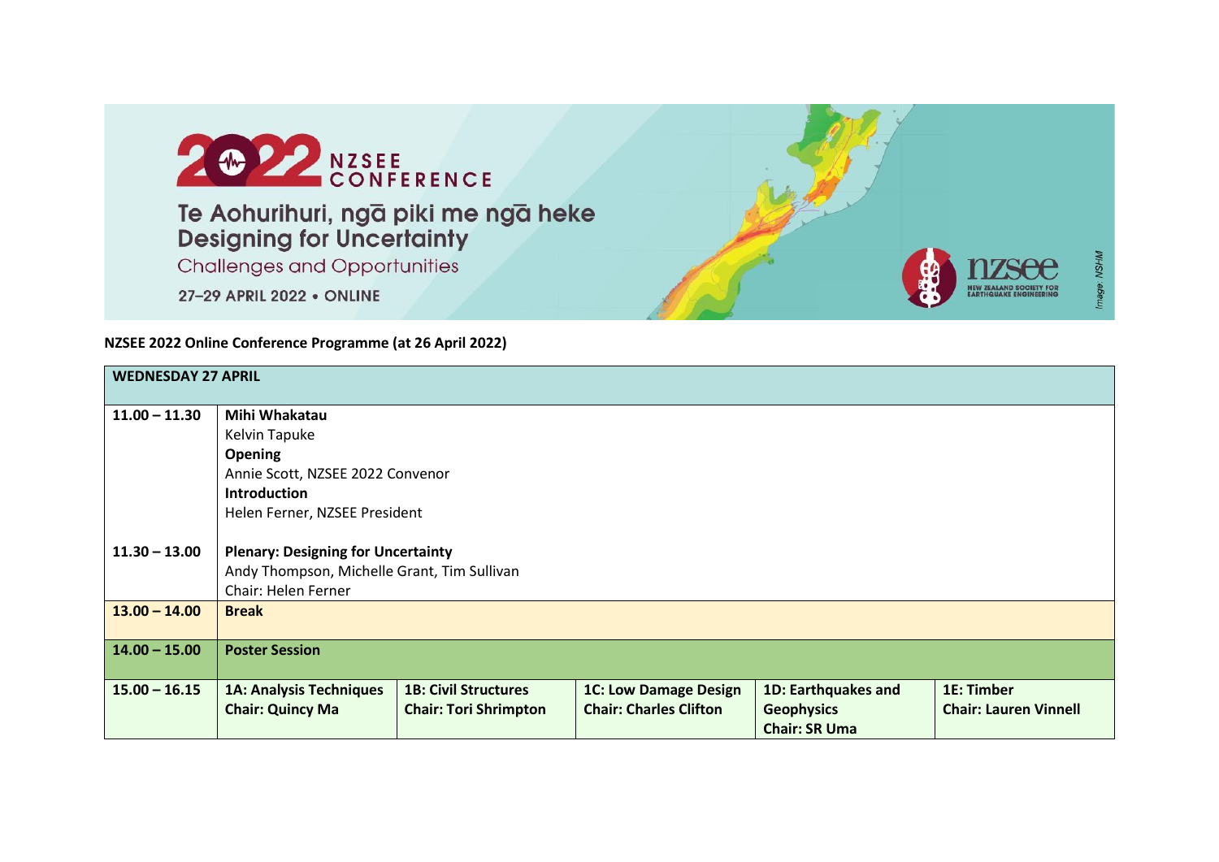2022 NZSEE CONFERENCE

Te Aohurihuri, ngā piki me ngā heke
Designing for Uncertainty
Challenges and Opportunities

27–29 APRIL 2022 • ONLINE

nzsee NEW ZEALAND SOCIETY FOR EARTHQUAKE ENGINEERING

*Image: NSHM*

**NZSEE 2022 Online Conference Programme (at 26 April 2022)**

| **WEDNESDAY 27 APRIL** | | | | | |
|---|---|---|---|---|---|
| 11.00 – 11.30 | **Mihi Whakatau**<br>Kelvin Tapuke<br>**Opening**<br>Annie Scott, NZSEE 2022 Convenor<br>**Introduction**<br>Helen Ferner, NZSEE President | | | | |
| 11.30 – 13.00 | **Plenary: Designing for Uncertainty**<br>Andy Thompson, Michelle Grant, Tim Sullivan<br>Chair: Helen Ferner | | | | |
| **13.00 – 14.00** | **Break** | | | | |
| **14.00 – 15.00** | **Poster Session** | | | | |
| **15.00 – 16.15** | **1A: Analysis Techniques**<br>**Chair: Quincy Ma** | **1B: Civil Structures**<br>**Chair: Tori Shrimpton** | **1C: Low Damage Design**<br>**Chair: Charles Clifton** | **1D: Earthquakes and Geophysics**<br>**Chair: SR Uma** | **1E: Timber**<br>**Chair: Lauren Vinnell** |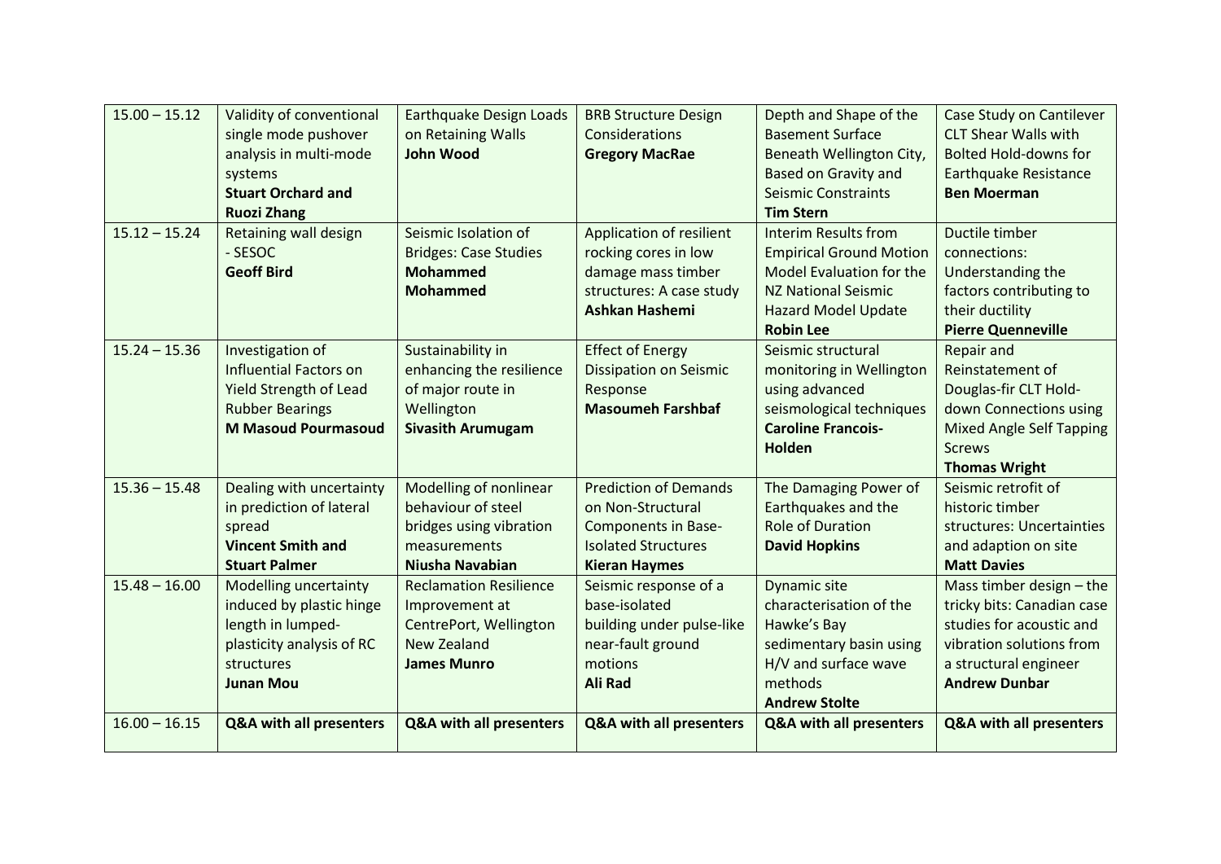| 15.00 – 15.12 | Validity of conventional single mode pushover analysis in multi-mode systems **Stuart Orchard and Ruozi Zhang** | Earthquake Design Loads on Retaining Walls **John Wood** | BRB Structure Design Considerations **Gregory MacRae** | Depth and Shape of the Basement Surface Beneath Wellington City, Based on Gravity and Seismic Constraints **Tim Stern** | Case Study on Cantilever CLT Shear Walls with Bolted Hold-downs for Earthquake Resistance **Ben Moerman** |
|---|---|---|---|---|---|
| 15.12 – 15.24 | Retaining wall design - SESOC **Geoff Bird** | Seismic Isolation of Bridges: Case Studies **Mohammed Mohammed** | Application of resilient rocking cores in low damage mass timber structures: A case study **Ashkan Hashemi** | Interim Results from Empirical Ground Motion Model Evaluation for the NZ National Seismic Hazard Model Update **Robin Lee** | Ductile timber connections: Understanding the factors contributing to their ductility **Pierre Quenneville** |
| 15.24 – 15.36 | Investigation of Influential Factors on Yield Strength of Lead Rubber Bearings **M Masoud Pourmasoud** | Sustainability in enhancing the resilience of major route in Wellington **Sivasith Arumugam** | Effect of Energy Dissipation on Seismic Response **Masoumeh Farshbaf** | Seismic structural monitoring in Wellington using advanced seismological techniques **Caroline Francois-Holden** | Repair and Reinstatement of Douglas-fir CLT Hold-down Connections using Mixed Angle Self Tapping Screws **Thomas Wright** |
| 15.36 – 15.48 | Dealing with uncertainty in prediction of lateral spread **Vincent Smith and Stuart Palmer** | Modelling of nonlinear behaviour of steel bridges using vibration measurements **Niusha Navabian** | Prediction of Demands on Non-Structural Components in Base-Isolated Structures **Kieran Haymes** | The Damaging Power of Earthquakes and the Role of Duration **David Hopkins** | Seismic retrofit of historic timber structures: Uncertainties and adaption on site **Matt Davies** |
| 15.48 – 16.00 | Modelling uncertainty induced by plastic hinge length in lumped-plasticity analysis of RC structures **Junan Mou** | Reclamation Resilience Improvement at CentrePort, Wellington New Zealand **James Munro** | Seismic response of a base-isolated building under pulse-like near-fault ground motions **Ali Rad** | Dynamic site characterisation of the Hawke's Bay sedimentary basin using H/V and surface wave methods **Andrew Stolte** | Mass timber design – the tricky bits: Canadian case studies for acoustic and vibration solutions from a structural engineer **Andrew Dunbar** |
| 16.00 – 16.15 | **Q&A with all presenters** | **Q&A with all presenters** | **Q&A with all presenters** | **Q&A with all presenters** | **Q&A with all presenters** |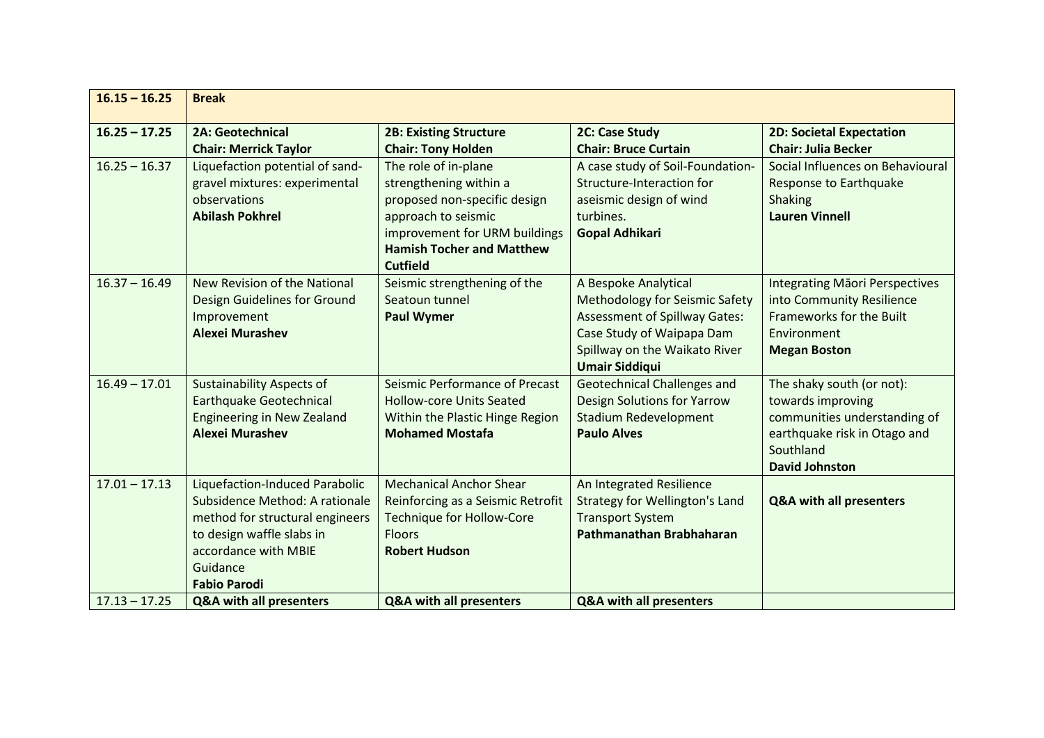| **16.15 – 16.25** | **Break** | | | |
|---|---|---|---|---|
| **16.25 – 17.25** | **2A: Geotechnical**<br>**Chair: Merrick Taylor** | **2B: Existing Structure**<br>**Chair: Tony Holden** | **2C: Case Study**<br>**Chair: Bruce Curtain** | **2D: Societal Expectation**<br>**Chair: Julia Becker** |
| 16.25 – 16.37 | Liquefaction potential of sand-gravel mixtures: experimental observations<br>**Abilash Pokhrel** | The role of in-plane strengthening within a proposed non-specific design approach to seismic improvement for URM buildings<br>**Hamish Tocher and Matthew Cutfield** | A case study of Soil-Foundation-Structure-Interaction for aseismic design of wind turbines.<br>**Gopal Adhikari** | Social Influences on Behavioural Response to Earthquake Shaking<br>**Lauren Vinnell** |
| 16.37 – 16.49 | New Revision of the National Design Guidelines for Ground Improvement<br>**Alexei Murashev** | Seismic strengthening of the Seatoun tunnel<br>**Paul Wymer** | A Bespoke Analytical Methodology for Seismic Safety Assessment of Spillway Gates: Case Study of Waipapa Dam Spillway on the Waikato River<br>**Umair Siddiqui** | Integrating Māori Perspectives into Community Resilience Frameworks for the Built Environment<br>**Megan Boston** |
| 16.49 – 17.01 | Sustainability Aspects of Earthquake Geotechnical Engineering in New Zealand<br>**Alexei Murashev** | Seismic Performance of Precast Hollow-core Units Seated Within the Plastic Hinge Region<br>**Mohamed Mostafa** | Geotechnical Challenges and Design Solutions for Yarrow Stadium Redevelopment<br>**Paulo Alves** | The shaky south (or not): towards improving communities understanding of earthquake risk in Otago and Southland<br>**David Johnston** |
| 17.01 – 17.13 | Liquefaction-Induced Parabolic Subsidence Method: A rationale method for structural engineers to design waffle slabs in accordance with MBIE Guidance<br>**Fabio Parodi** | Mechanical Anchor Shear Reinforcing as a Seismic Retrofit Technique for Hollow-Core Floors<br>**Robert Hudson** | An Integrated Resilience Strategy for Wellington's Land Transport System<br>**Pathmanathan Brabhaharan** | **Q&A with all presenters** |
| 17.13 – 17.25 | **Q&A with all presenters** | **Q&A with all presenters** | **Q&A with all presenters** | |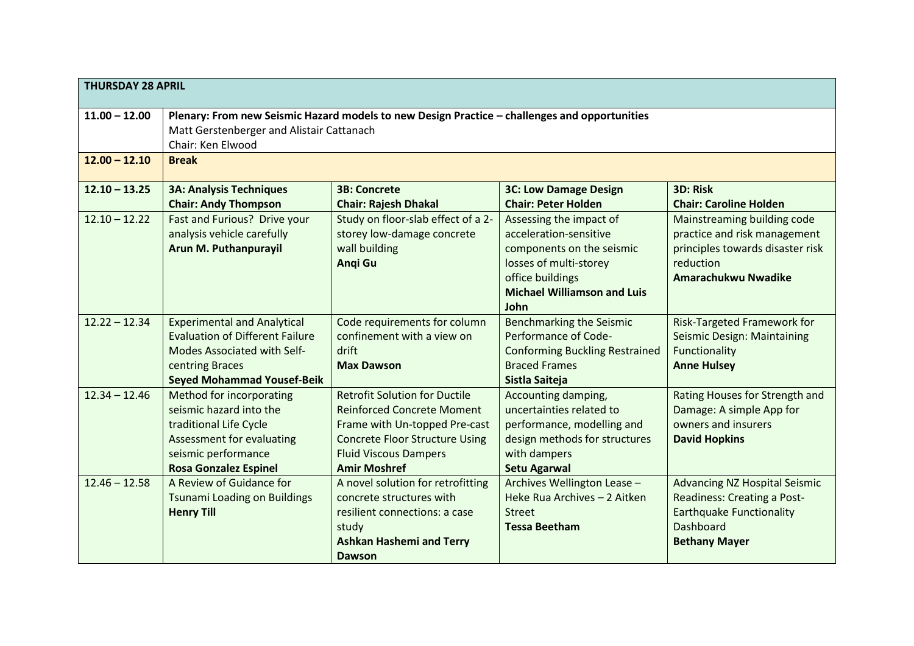| THURSDAY 28 APRIL | | | | |
|---|---|---|---|---|
| **11.00 – 12.00** | **Plenary: From new Seismic Hazard models to new Design Practice – challenges and opportunities**<br>Matt Gerstenberger and Alistair Cattanach<br>Chair: Ken Elwood | | | |
| **12.00 – 12.10** | **Break** | | | |
| **12.10 – 13.25** | **3A: Analysis Techniques**<br>**Chair: Andy Thompson** | **3B: Concrete**<br>**Chair: Rajesh Dhakal** | **3C: Low Damage Design**<br>**Chair: Peter Holden** | **3D: Risk**<br>**Chair: Caroline Holden** |
| 12.10 – 12.22 | Fast and Furious? Drive your analysis vehicle carefully<br>**Arun M. Puthanpurayil** | Study on floor-slab effect of a 2-storey low-damage concrete wall building<br>**Anqi Gu** | Assessing the impact of acceleration-sensitive components on the seismic losses of multi-storey office buildings<br>**Michael Williamson and Luis John** | Mainstreaming building code practice and risk management principles towards disaster risk reduction<br>**Amarachukwu Nwadike** |
| 12.22 – 12.34 | Experimental and Analytical Evaluation of Different Failure Modes Associated with Self-centring Braces<br>**Seyed Mohammad Yousef-Beik** | Code requirements for column confinement with a view on drift<br>**Max Dawson** | Benchmarking the Seismic Performance of Code-Conforming Buckling Restrained Braced Frames<br>**Sistla Saiteja** | Risk-Targeted Framework for Seismic Design: Maintaining Functionality<br>**Anne Hulsey** |
| 12.34 – 12.46 | Method for incorporating seismic hazard into the traditional Life Cycle Assessment for evaluating seismic performance<br>**Rosa Gonzalez Espinel** | Retrofit Solution for Ductile Reinforced Concrete Moment Frame with Un-topped Pre-cast Concrete Floor Structure Using Fluid Viscous Dampers<br>**Amir Moshref** | Accounting damping, uncertainties related to performance, modelling and design methods for structures with dampers<br>**Setu Agarwal** | Rating Houses for Strength and Damage: A simple App for owners and insurers<br>**David Hopkins** |
| 12.46 – 12.58 | A Review of Guidance for Tsunami Loading on Buildings<br>**Henry Till** | A novel solution for retrofitting concrete structures with resilient connections: a case study<br>**Ashkan Hashemi and Terry Dawson** | Archives Wellington Lease – Heke Rua Archives – 2 Aitken Street<br>**Tessa Beetham** | Advancing NZ Hospital Seismic Readiness: Creating a Post-Earthquake Functionality Dashboard<br>**Bethany Mayer** |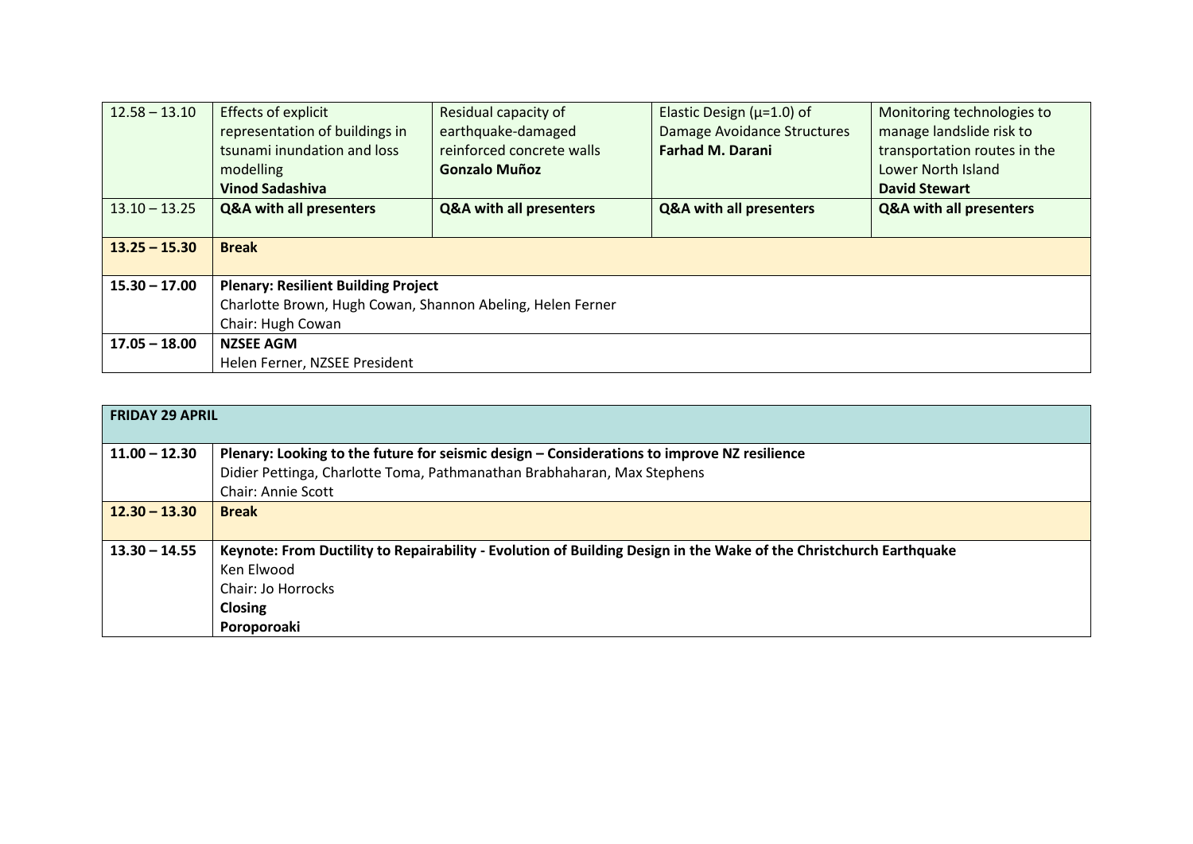| | | | | |
|---|---|---|---|---|
| 12.58 – 13.10 | Effects of explicit representation of buildings in tsunami inundation and loss modelling **Vinod Sadashiva** | Residual capacity of earthquake-damaged reinforced concrete walls **Gonzalo Muñoz** | Elastic Design (μ=1.0) of Damage Avoidance Structures **Farhad M. Darani** | Monitoring technologies to manage landslide risk to transportation routes in the Lower North Island **David Stewart** |
| 13.10 – 13.25 | **Q&A with all presenters** | **Q&A with all presenters** | **Q&A with all presenters** | **Q&A with all presenters** |
| **13.25 – 15.30** | **Break** | | | |
| **15.30 – 17.00** | **Plenary: Resilient Building Project** Charlotte Brown, Hugh Cowan, Shannon Abeling, Helen Ferner Chair: Hugh Cowan | | | |
| **17.05 – 18.00** | **NZSEE AGM** Helen Ferner, NZSEE President | | | |

| **FRIDAY 29 APRIL** | |
|---|---|
| **11.00 – 12.30** | **Plenary: Looking to the future for seismic design – Considerations to improve NZ resilience** Didier Pettinga, Charlotte Toma, Pathmanathan Brabhaharan, Max Stephens Chair: Annie Scott |
| **12.30 – 13.30** | **Break** |
| **13.30 – 14.55** | **Keynote: From Ductility to Repairability - Evolution of Building Design in the Wake of the Christchurch Earthquake** Ken Elwood Chair: Jo Horrocks **Closing** **Poroporoaki** |